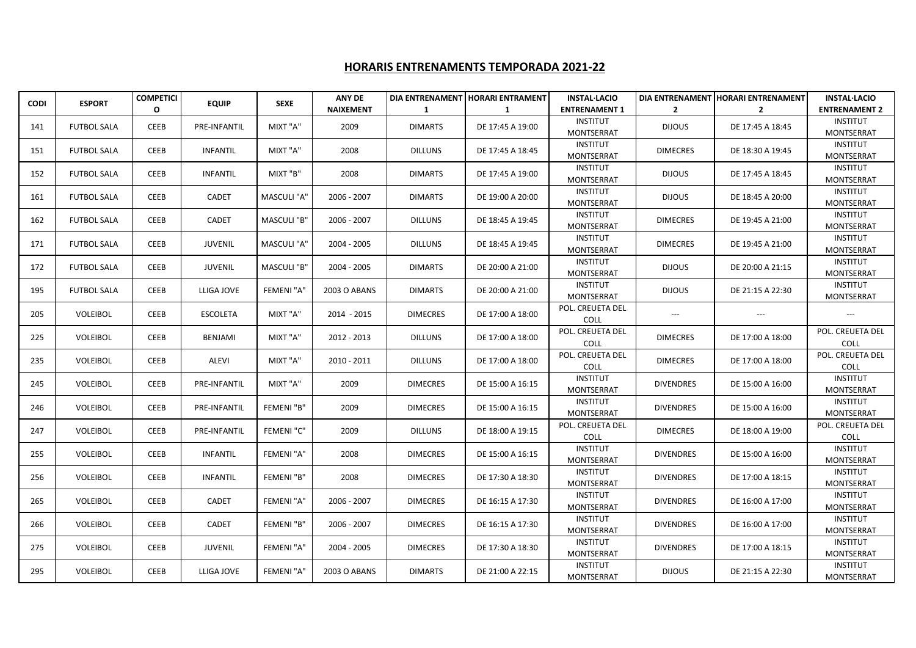# HORARIS ENTRENAMENTS TEMPORADA 2021-22

| CODI | ESPORT | COMPETICIO | EQUIP | SEXE | ANY DE NAIXEMENT | DIA ENTRENAMENT 1 | HORARI ENTRAMENT 1 | INSTAL·LACIO ENTRENAMENT 1 | DIA ENTRENAMENT 2 | HORARI ENTRENAMENT 2 | INSTAL·LACIO ENTRENAMENT 2 |
|---|---|---|---|---|---|---|---|---|---|---|---|
| 141 | FUTBOL SALA | CEEB | PRE-INFANTIL | MIXT "A" | 2009 | DIMARTS | DE 17:45 A 19:00 | INSTITUT MONTSERRAT | DIJOUS | DE 17:45 A 18:45 | INSTITUT MONTSERRAT |
| 151 | FUTBOL SALA | CEEB | INFANTIL | MIXT "A" | 2008 | DILLUNS | DE 17:45 A 18:45 | INSTITUT MONTSERRAT | DIMECRES | DE 18:30 A 19:45 | INSTITUT MONTSERRAT |
| 152 | FUTBOL SALA | CEEB | INFANTIL | MIXT "B" | 2008 | DIMARTS | DE 17:45 A 19:00 | INSTITUT MONTSERRAT | DIJOUS | DE 17:45 A 18:45 | INSTITUT MONTSERRAT |
| 161 | FUTBOL SALA | CEEB | CADET | MASCULI "A" | 2006 - 2007 | DIMARTS | DE 19:00 A 20:00 | INSTITUT MONTSERRAT | DIJOUS | DE 18:45 A 20:00 | INSTITUT MONTSERRAT |
| 162 | FUTBOL SALA | CEEB | CADET | MASCULI "B" | 2006 - 2007 | DILLUNS | DE 18:45 A 19:45 | INSTITUT MONTSERRAT | DIMECRES | DE 19:45 A 21:00 | INSTITUT MONTSERRAT |
| 171 | FUTBOL SALA | CEEB | JUVENIL | MASCULI "A" | 2004 - 2005 | DILLUNS | DE 18:45 A 19:45 | INSTITUT MONTSERRAT | DIMECRES | DE 19:45 A 21:00 | INSTITUT MONTSERRAT |
| 172 | FUTBOL SALA | CEEB | JUVENIL | MASCULI "B" | 2004 - 2005 | DIMARTS | DE 20:00 A 21:00 | INSTITUT MONTSERRAT | DIJOUS | DE 20:00 A 21:15 | INSTITUT MONTSERRAT |
| 195 | FUTBOL SALA | CEEB | LLIGA JOVE | FEMENI "A" | 2003 O ABANS | DIMARTS | DE 20:00 A 21:00 | INSTITUT MONTSERRAT | DIJOUS | DE 21:15 A 22:30 | INSTITUT MONTSERRAT |
| 205 | VOLEIBOL | CEEB | ESCOLETA | MIXT "A" | 2014 - 2015 | DIMECRES | DE 17:00 A 18:00 | POL. CREUETA DEL COLL | --- | --- | --- |
| 225 | VOLEIBOL | CEEB | BENJAMI | MIXT "A" | 2012 - 2013 | DILLUNS | DE 17:00 A 18:00 | POL. CREUETA DEL COLL | DIMECRES | DE 17:00 A 18:00 | POL. CREUETA DEL COLL |
| 235 | VOLEIBOL | CEEB | ALEVI | MIXT "A" | 2010 - 2011 | DILLUNS | DE 17:00 A 18:00 | POL. CREUETA DEL COLL | DIMECRES | DE 17:00 A 18:00 | POL. CREUETA DEL COLL |
| 245 | VOLEIBOL | CEEB | PRE-INFANTIL | MIXT "A" | 2009 | DIMECRES | DE 15:00 A 16:15 | INSTITUT MONTSERRAT | DIVENDRES | DE 15:00 A 16:00 | INSTITUT MONTSERRAT |
| 246 | VOLEIBOL | CEEB | PRE-INFANTIL | FEMENI "B" | 2009 | DIMECRES | DE 15:00 A 16:15 | INSTITUT MONTSERRAT | DIVENDRES | DE 15:00 A 16:00 | INSTITUT MONTSERRAT |
| 247 | VOLEIBOL | CEEB | PRE-INFANTIL | FEMENI "C" | 2009 | DILLUNS | DE 18:00 A 19:15 | POL. CREUETA DEL COLL | DIMECRES | DE 18:00 A 19:00 | POL. CREUETA DEL COLL |
| 255 | VOLEIBOL | CEEB | INFANTIL | FEMENI "A" | 2008 | DIMECRES | DE 15:00 A 16:15 | INSTITUT MONTSERRAT | DIVENDRES | DE 15:00 A 16:00 | INSTITUT MONTSERRAT |
| 256 | VOLEIBOL | CEEB | INFANTIL | FEMENI "B" | 2008 | DIMECRES | DE 17:30 A 18:30 | INSTITUT MONTSERRAT | DIVENDRES | DE 17:00 A 18:15 | INSTITUT MONTSERRAT |
| 265 | VOLEIBOL | CEEB | CADET | FEMENI "A" | 2006 - 2007 | DIMECRES | DE 16:15 A 17:30 | INSTITUT MONTSERRAT | DIVENDRES | DE 16:00 A 17:00 | INSTITUT MONTSERRAT |
| 266 | VOLEIBOL | CEEB | CADET | FEMENI "B" | 2006 - 2007 | DIMECRES | DE 16:15 A 17:30 | INSTITUT MONTSERRAT | DIVENDRES | DE 16:00 A 17:00 | INSTITUT MONTSERRAT |
| 275 | VOLEIBOL | CEEB | JUVENIL | FEMENI "A" | 2004 - 2005 | DIMECRES | DE 17:30 A 18:30 | INSTITUT MONTSERRAT | DIVENDRES | DE 17:00 A 18:15 | INSTITUT MONTSERRAT |
| 295 | VOLEIBOL | CEEB | LLIGA JOVE | FEMENI "A" | 2003 O ABANS | DIMARTS | DE 21:00 A 22:15 | INSTITUT MONTSERRAT | DIJOUS | DE 21:15 A 22:30 | INSTITUT MONTSERRAT |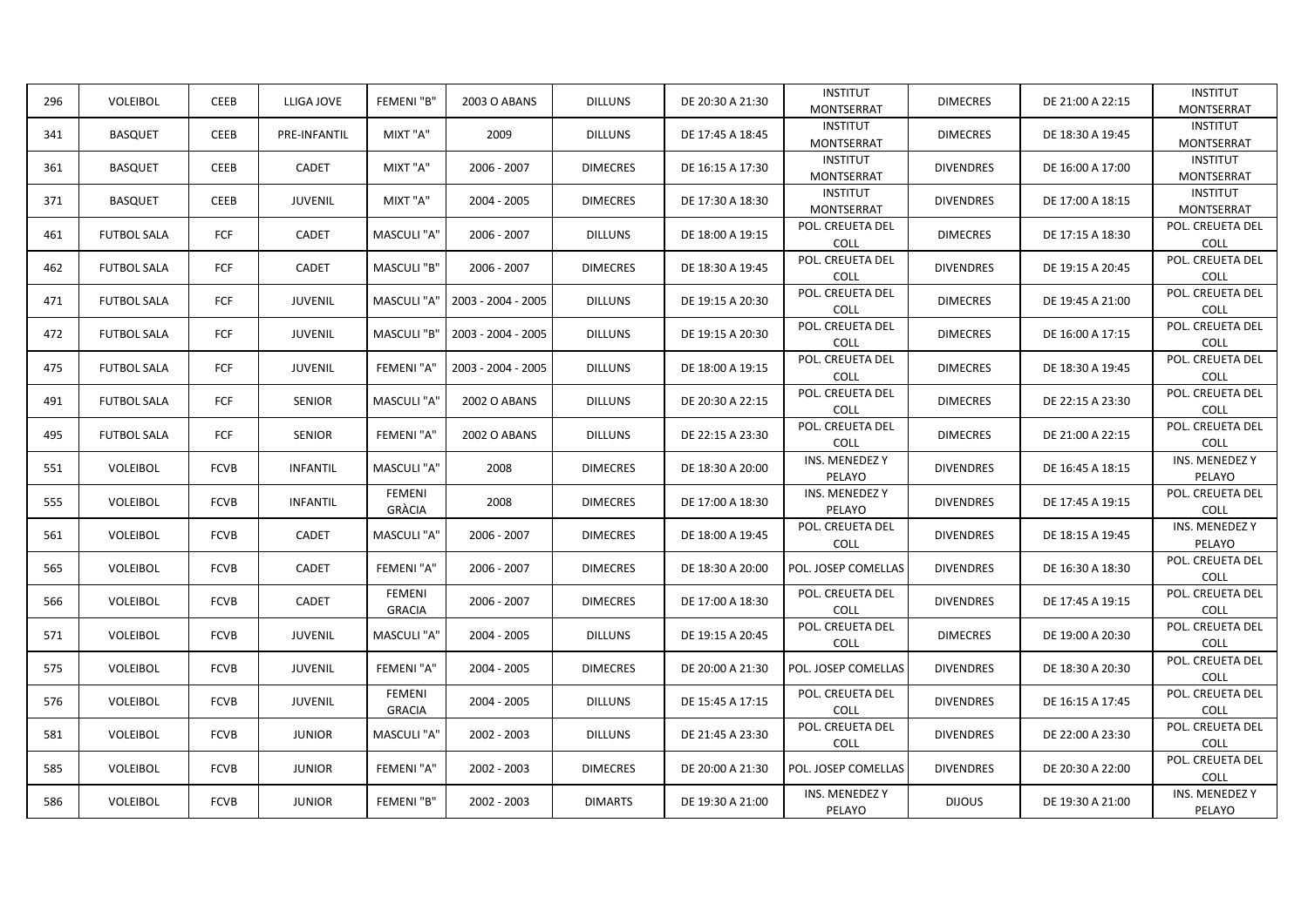| 296 | VOLEIBOL | CEEB | LLIGA JOVE | FEMENI "B" | 2003 O ABANS | DILLUNS | DE 20:30 A 21:30 | INSTITUT MONTSERRAT | DIMECRES | DE 21:00 A 22:15 | INSTITUT MONTSERRAT |
|---|---|---|---|---|---|---|---|---|---|---|---|
| 341 | BASQUET | CEEB | PRE-INFANTIL | MIXT "A" | 2009 | DILLUNS | DE 17:45 A 18:45 | INSTITUT MONTSERRAT | DIMECRES | DE 18:30 A 19:45 | INSTITUT MONTSERRAT |
| 361 | BASQUET | CEEB | CADET | MIXT "A" | 2006 - 2007 | DIMECRES | DE 16:15 A 17:30 | INSTITUT MONTSERRAT | DIVENDRES | DE 16:00 A 17:00 | INSTITUT MONTSERRAT |
| 371 | BASQUET | CEEB | JUVENIL | MIXT "A" | 2004 - 2005 | DIMECRES | DE 17:30 A 18:30 | INSTITUT MONTSERRAT | DIVENDRES | DE 17:00 A 18:15 | INSTITUT MONTSERRAT |
| 461 | FUTBOL SALA | FCF | CADET | MASCULI "A" | 2006 - 2007 | DILLUNS | DE 18:00 A 19:15 | POL. CREUETA DEL COLL | DIMECRES | DE 17:15 A 18:30 | POL. CREUETA DEL COLL |
| 462 | FUTBOL SALA | FCF | CADET | MASCULI "B" | 2006 - 2007 | DIMECRES | DE 18:30 A 19:45 | POL. CREUETA DEL COLL | DIVENDRES | DE 19:15 A 20:45 | POL. CREUETA DEL COLL |
| 471 | FUTBOL SALA | FCF | JUVENIL | MASCULI "A" | 2003 - 2004 - 2005 | DILLUNS | DE 19:15 A 20:30 | POL. CREUETA DEL COLL | DIMECRES | DE 19:45 A 21:00 | POL. CREUETA DEL COLL |
| 472 | FUTBOL SALA | FCF | JUVENIL | MASCULI "B" | 2003 - 2004 - 2005 | DILLUNS | DE 19:15 A 20:30 | POL. CREUETA DEL COLL | DIMECRES | DE 16:00 A 17:15 | POL. CREUETA DEL COLL |
| 475 | FUTBOL SALA | FCF | JUVENIL | FEMENI "A" | 2003 - 2004 - 2005 | DILLUNS | DE 18:00 A 19:15 | POL. CREUETA DEL COLL | DIMECRES | DE 18:30 A 19:45 | POL. CREUETA DEL COLL |
| 491 | FUTBOL SALA | FCF | SENIOR | MASCULI "A" | 2002 O ABANS | DILLUNS | DE 20:30 A 22:15 | POL. CREUETA DEL COLL | DIMECRES | DE 22:15 A 23:30 | POL. CREUETA DEL COLL |
| 495 | FUTBOL SALA | FCF | SENIOR | FEMENI "A" | 2002 O ABANS | DILLUNS | DE 22:15 A 23:30 | POL. CREUETA DEL COLL | DIMECRES | DE 21:00 A 22:15 | POL. CREUETA DEL COLL |
| 551 | VOLEIBOL | FCVB | INFANTIL | MASCULI "A" | 2008 | DIMECRES | DE 18:30 A 20:00 | INS. MENEDEZ Y PELAYO | DIVENDRES | DE 16:45 A 18:15 | INS. MENEDEZ Y PELAYO |
| 555 | VOLEIBOL | FCVB | INFANTIL | FEMENI GRÀCIA | 2008 | DIMECRES | DE 17:00 A 18:30 | INS. MENEDEZ Y PELAYO | DIVENDRES | DE 17:45 A 19:15 | POL. CREUETA DEL COLL |
| 561 | VOLEIBOL | FCVB | CADET | MASCULI "A" | 2006 - 2007 | DIMECRES | DE 18:00 A 19:45 | POL. CREUETA DEL COLL | DIVENDRES | DE 18:15 A 19:45 | INS. MENEDEZ Y PELAYO |
| 565 | VOLEIBOL | FCVB | CADET | FEMENI "A" | 2006 - 2007 | DIMECRES | DE 18:30 A 20:00 | POL. JOSEP COMELLAS | DIVENDRES | DE 16:30 A 18:30 | POL. CREUETA DEL COLL |
| 566 | VOLEIBOL | FCVB | CADET | FEMENI GRACIA | 2006 - 2007 | DIMECRES | DE 17:00 A 18:30 | POL. CREUETA DEL COLL | DIVENDRES | DE 17:45 A 19:15 | POL. CREUETA DEL COLL |
| 571 | VOLEIBOL | FCVB | JUVENIL | MASCULI "A" | 2004 - 2005 | DILLUNS | DE 19:15 A 20:45 | POL. CREUETA DEL COLL | DIMECRES | DE 19:00 A 20:30 | POL. CREUETA DEL COLL |
| 575 | VOLEIBOL | FCVB | JUVENIL | FEMENI "A" | 2004 - 2005 | DIMECRES | DE 20:00 A 21:30 | POL. JOSEP COMELLAS | DIVENDRES | DE 18:30 A 20:30 | POL. CREUETA DEL COLL |
| 576 | VOLEIBOL | FCVB | JUVENIL | FEMENI GRACIA | 2004 - 2005 | DILLUNS | DE 15:45 A 17:15 | POL. CREUETA DEL COLL | DIVENDRES | DE 16:15 A 17:45 | POL. CREUETA DEL COLL |
| 581 | VOLEIBOL | FCVB | JUNIOR | MASCULI "A" | 2002 - 2003 | DILLUNS | DE 21:45 A 23:30 | POL. CREUETA DEL COLL | DIVENDRES | DE 22:00 A 23:30 | POL. CREUETA DEL COLL |
| 585 | VOLEIBOL | FCVB | JUNIOR | FEMENI "A" | 2002 - 2003 | DIMECRES | DE 20:00 A 21:30 | POL. JOSEP COMELLAS | DIVENDRES | DE 20:30 A 22:00 | POL. CREUETA DEL COLL |
| 586 | VOLEIBOL | FCVB | JUNIOR | FEMENI "B" | 2002 - 2003 | DIMARTS | DE 19:30 A 21:00 | INS. MENEDEZ Y PELAYO | DIJOUS | DE 19:30 A 21:00 | INS. MENEDEZ Y PELAYO |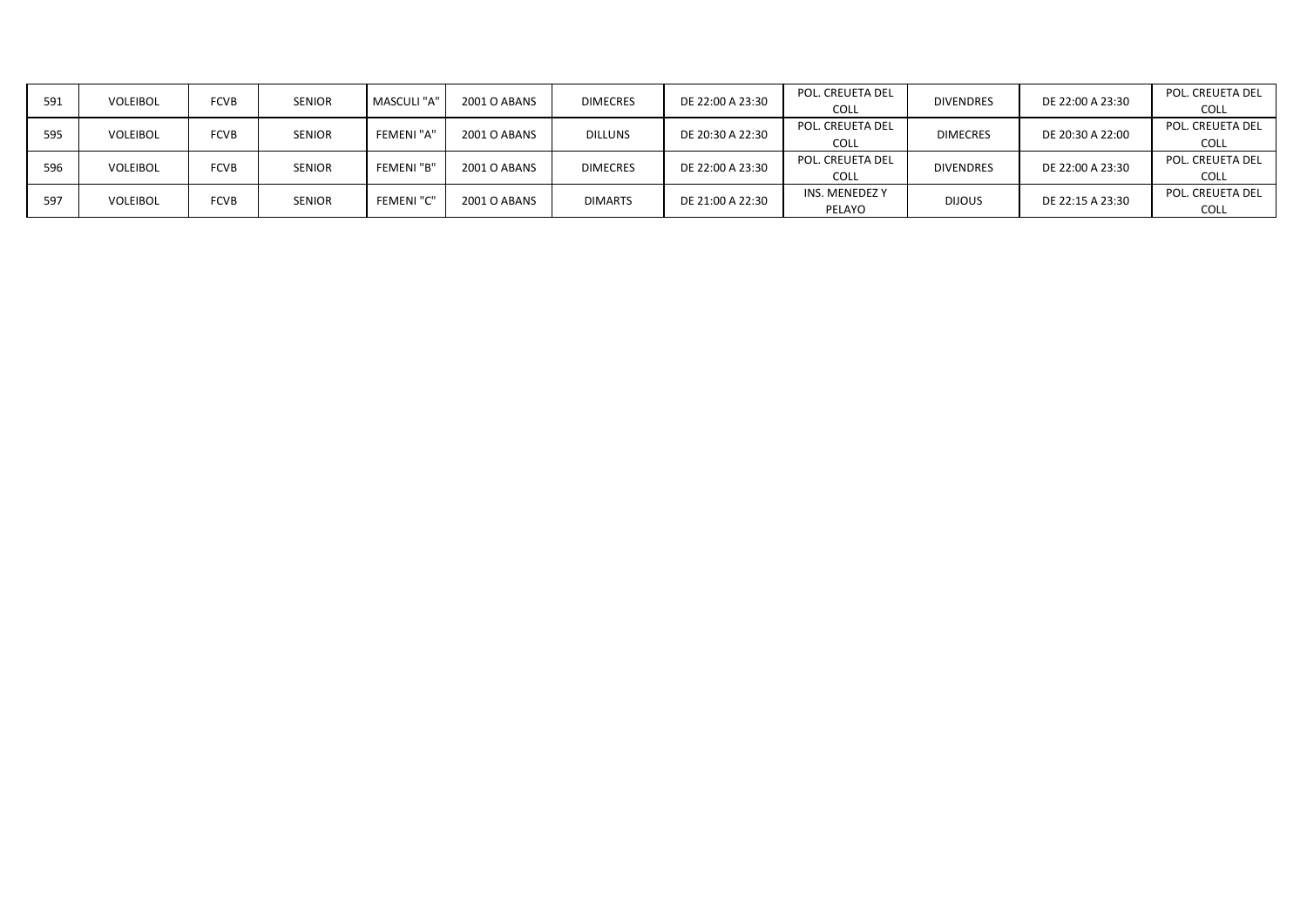| | | | | | | | | | | | |
|---|---|---|---|---|---|---|---|---|---|---|---|
| 591 | VOLEIBOL | FCVB | SENIOR | MASCULI "A" | 2001 O ABANS | DIMECRES | DE 22:00 A 23:30 | POL. CREUETA DEL COLL | DIVENDRES | DE 22:00 A 23:30 | POL. CREUETA DEL COLL |
| 595 | VOLEIBOL | FCVB | SENIOR | FEMENI "A" | 2001 O ABANS | DILLUNS | DE 20:30 A 22:30 | POL. CREUETA DEL COLL | DIMECRES | DE 20:30 A 22:00 | POL. CREUETA DEL COLL |
| 596 | VOLEIBOL | FCVB | SENIOR | FEMENI "B" | 2001 O ABANS | DIMECRES | DE 22:00 A 23:30 | POL. CREUETA DEL COLL | DIVENDRES | DE 22:00 A 23:30 | POL. CREUETA DEL COLL |
| 597 | VOLEIBOL | FCVB | SENIOR | FEMENI "C" | 2001 O ABANS | DIMARTS | DE 21:00 A 22:30 | INS. MENEDEZ Y PELAYO | DIJOUS | DE 22:15 A 23:30 | POL. CREUETA DEL COLL |